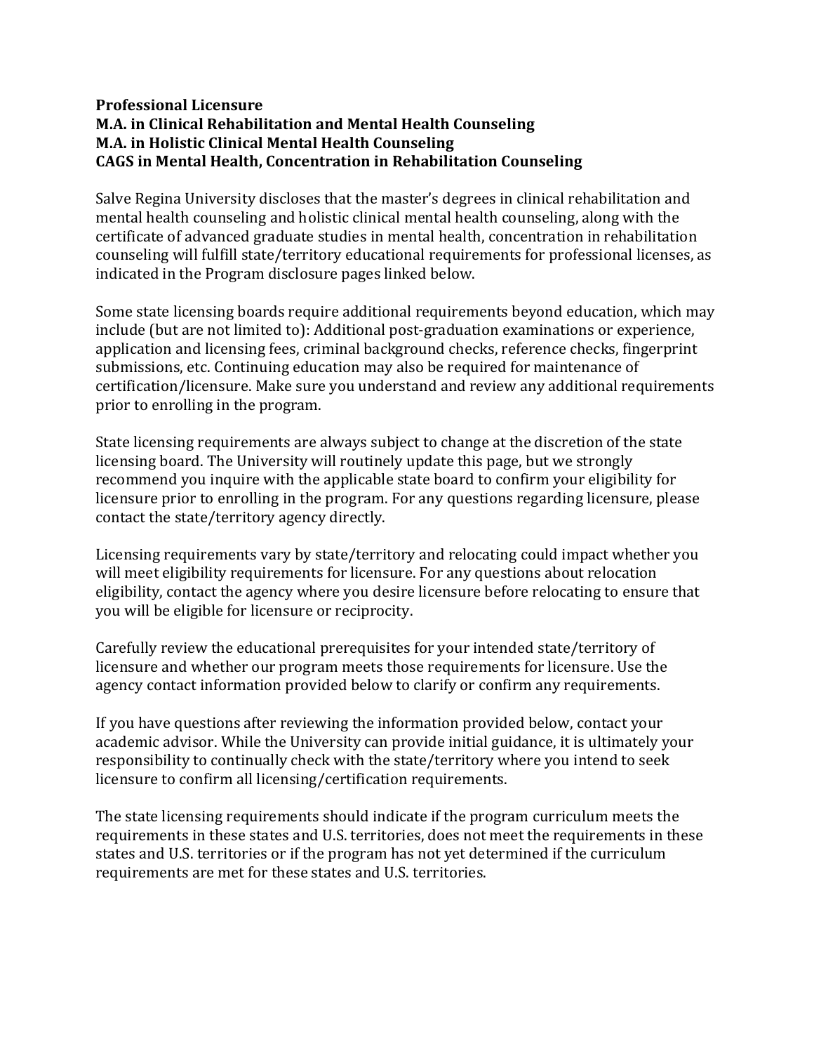**Professional Licensure**
**M.A. in Clinical Rehabilitation and Mental Health Counseling**
**M.A. in Holistic Clinical Mental Health Counseling**
**CAGS in Mental Health, Concentration in Rehabilitation Counseling**

Salve Regina University discloses that the master's degrees in clinical rehabilitation and mental health counseling and holistic clinical mental health counseling, along with the certificate of advanced graduate studies in mental health, concentration in rehabilitation counseling will fulfill state/territory educational requirements for professional licenses, as indicated in the Program disclosure pages linked below.

Some state licensing boards require additional requirements beyond education, which may include (but are not limited to): Additional post-graduation examinations or experience, application and licensing fees, criminal background checks, reference checks, fingerprint submissions, etc. Continuing education may also be required for maintenance of certification/licensure. Make sure you understand and review any additional requirements prior to enrolling in the program.

State licensing requirements are always subject to change at the discretion of the state licensing board. The University will routinely update this page, but we strongly recommend you inquire with the applicable state board to confirm your eligibility for licensure prior to enrolling in the program. For any questions regarding licensure, please contact the state/territory agency directly.

Licensing requirements vary by state/territory and relocating could impact whether you will meet eligibility requirements for licensure. For any questions about relocation eligibility, contact the agency where you desire licensure before relocating to ensure that you will be eligible for licensure or reciprocity.

Carefully review the educational prerequisites for your intended state/territory of licensure and whether our program meets those requirements for licensure. Use the agency contact information provided below to clarify or confirm any requirements.

If you have questions after reviewing the information provided below, contact your academic advisor. While the University can provide initial guidance, it is ultimately your responsibility to continually check with the state/territory where you intend to seek licensure to confirm all licensing/certification requirements.

The state licensing requirements should indicate if the program curriculum meets the requirements in these states and U.S. territories, does not meet the requirements in these states and U.S. territories or if the program has not yet determined if the curriculum requirements are met for these states and U.S. territories.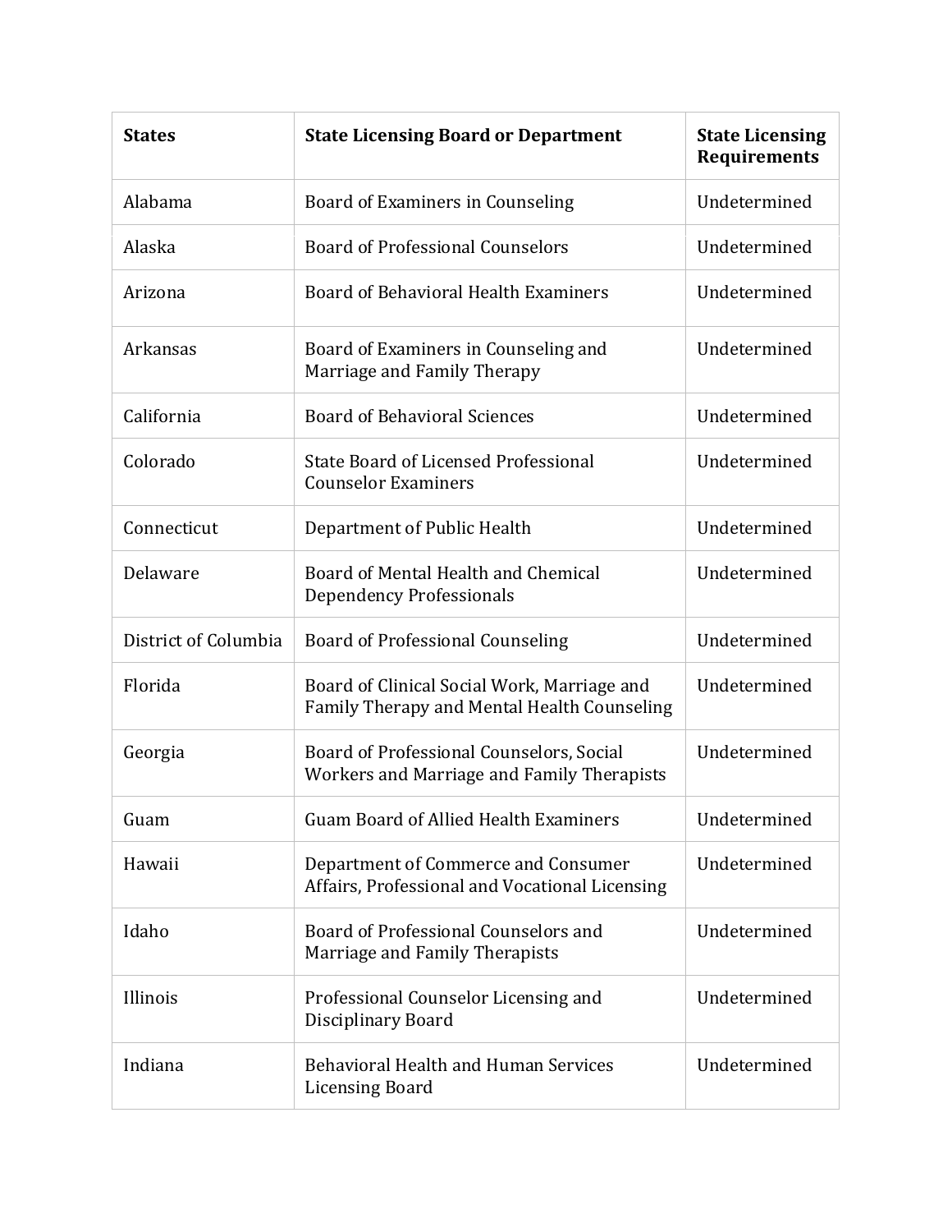| States | State Licensing Board or Department | State Licensing Requirements |
|---|---|---|
| Alabama | Board of Examiners in Counseling | Undetermined |
| Alaska | Board of Professional Counselors | Undetermined |
| Arizona | Board of Behavioral Health Examiners | Undetermined |
| Arkansas | Board of Examiners in Counseling and Marriage and Family Therapy | Undetermined |
| California | Board of Behavioral Sciences | Undetermined |
| Colorado | State Board of Licensed Professional Counselor Examiners | Undetermined |
| Connecticut | Department of Public Health | Undetermined |
| Delaware | Board of Mental Health and Chemical Dependency Professionals | Undetermined |
| District of Columbia | Board of Professional Counseling | Undetermined |
| Florida | Board of Clinical Social Work, Marriage and Family Therapy and Mental Health Counseling | Undetermined |
| Georgia | Board of Professional Counselors, Social Workers and Marriage and Family Therapists | Undetermined |
| Guam | Guam Board of Allied Health Examiners | Undetermined |
| Hawaii | Department of Commerce and Consumer Affairs, Professional and Vocational Licensing | Undetermined |
| Idaho | Board of Professional Counselors and Marriage and Family Therapists | Undetermined |
| Illinois | Professional Counselor Licensing and Disciplinary Board | Undetermined |
| Indiana | Behavioral Health and Human Services Licensing Board | Undetermined |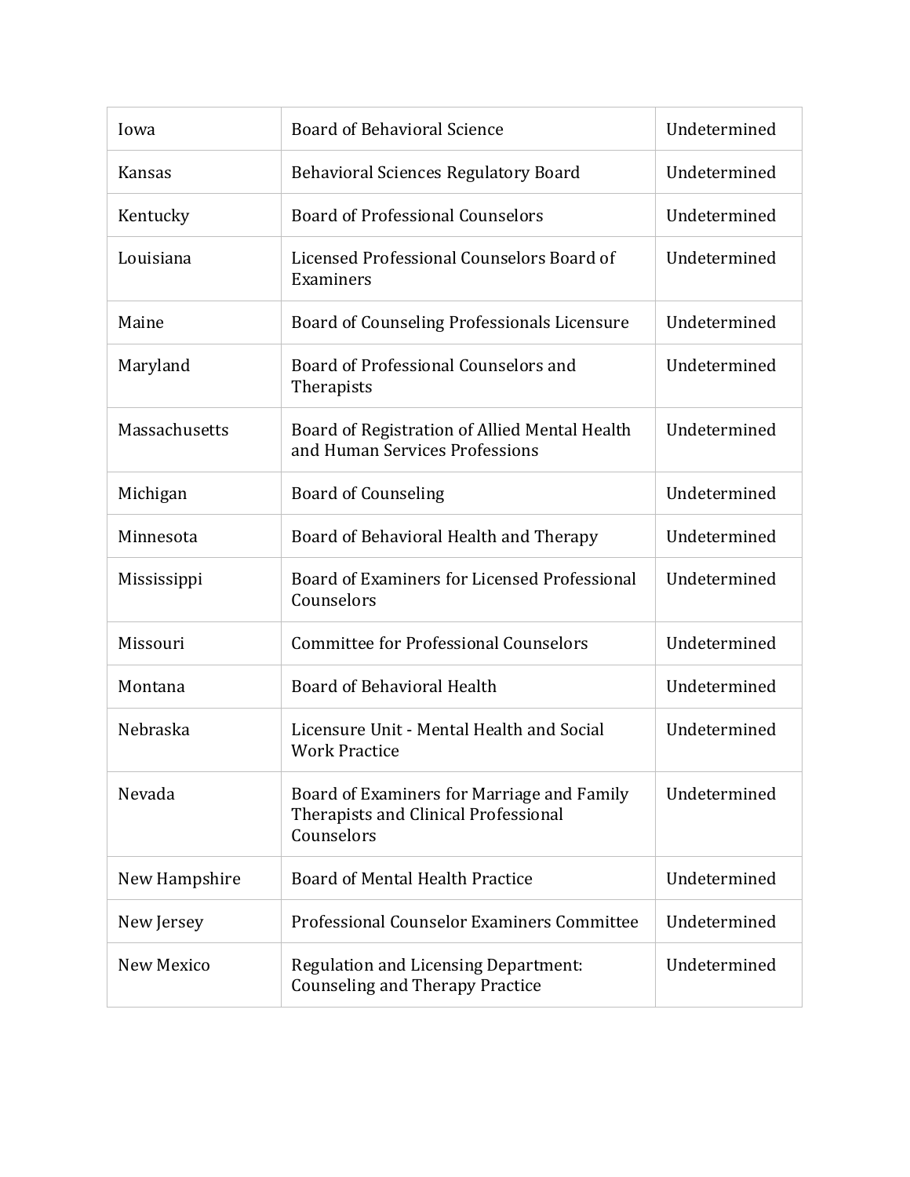| | | |
|---|---|---|
| Iowa | Board of Behavioral Science | Undetermined |
| Kansas | Behavioral Sciences Regulatory Board | Undetermined |
| Kentucky | Board of Professional Counselors | Undetermined |
| Louisiana | Licensed Professional Counselors Board of Examiners | Undetermined |
| Maine | Board of Counseling Professionals Licensure | Undetermined |
| Maryland | Board of Professional Counselors and Therapists | Undetermined |
| Massachusetts | Board of Registration of Allied Mental Health and Human Services Professions | Undetermined |
| Michigan | Board of Counseling | Undetermined |
| Minnesota | Board of Behavioral Health and Therapy | Undetermined |
| Mississippi | Board of Examiners for Licensed Professional Counselors | Undetermined |
| Missouri | Committee for Professional Counselors | Undetermined |
| Montana | Board of Behavioral Health | Undetermined |
| Nebraska | Licensure Unit - Mental Health and Social Work Practice | Undetermined |
| Nevada | Board of Examiners for Marriage and Family Therapists and Clinical Professional Counselors | Undetermined |
| New Hampshire | Board of Mental Health Practice | Undetermined |
| New Jersey | Professional Counselor Examiners Committee | Undetermined |
| New Mexico | Regulation and Licensing Department: Counseling and Therapy Practice | Undetermined |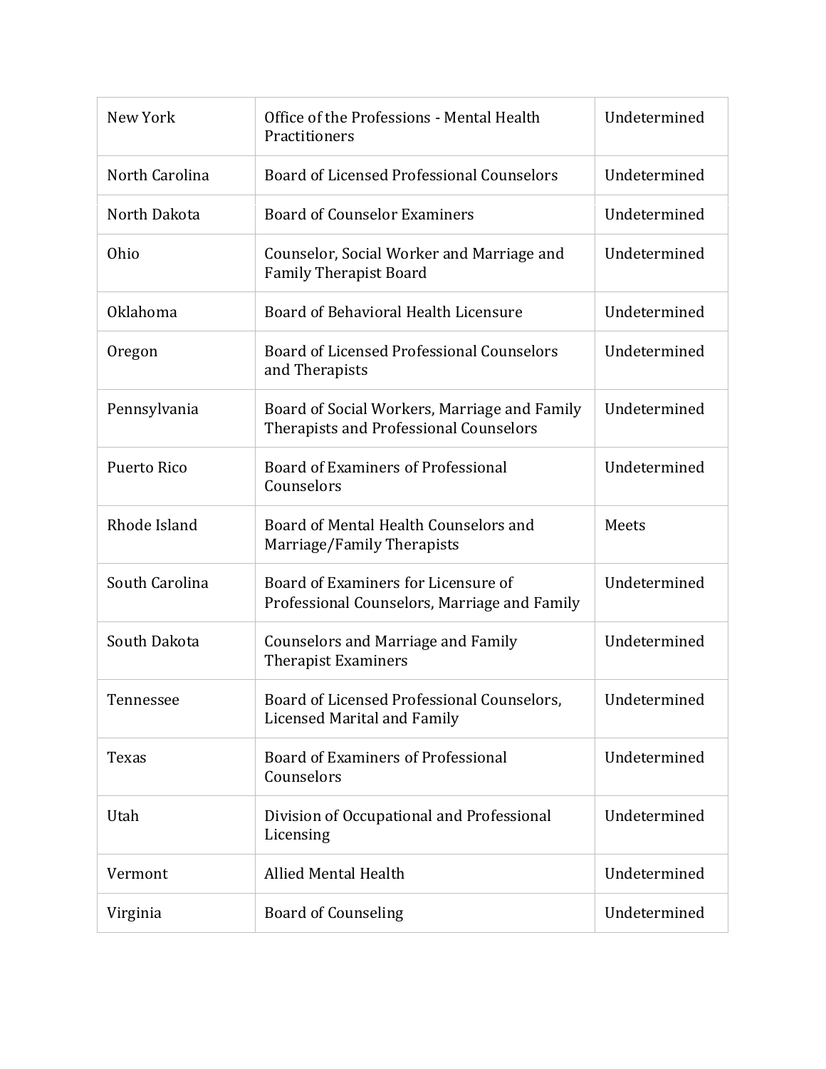| | | |
|---|---|---|
| New York | Office of the Professions - Mental Health Practitioners | Undetermined |
| North Carolina | Board of Licensed Professional Counselors | Undetermined |
| North Dakota | Board of Counselor Examiners | Undetermined |
| Ohio | Counselor, Social Worker and Marriage and Family Therapist Board | Undetermined |
| Oklahoma | Board of Behavioral Health Licensure | Undetermined |
| Oregon | Board of Licensed Professional Counselors and Therapists | Undetermined |
| Pennsylvania | Board of Social Workers, Marriage and Family Therapists and Professional Counselors | Undetermined |
| Puerto Rico | Board of Examiners of Professional Counselors | Undetermined |
| Rhode Island | Board of Mental Health Counselors and Marriage/Family Therapists | Meets |
| South Carolina | Board of Examiners for Licensure of Professional Counselors, Marriage and Family | Undetermined |
| South Dakota | Counselors and Marriage and Family Therapist Examiners | Undetermined |
| Tennessee | Board of Licensed Professional Counselors, Licensed Marital and Family | Undetermined |
| Texas | Board of Examiners of Professional Counselors | Undetermined |
| Utah | Division of Occupational and Professional Licensing | Undetermined |
| Vermont | Allied Mental Health | Undetermined |
| Virginia | Board of Counseling | Undetermined |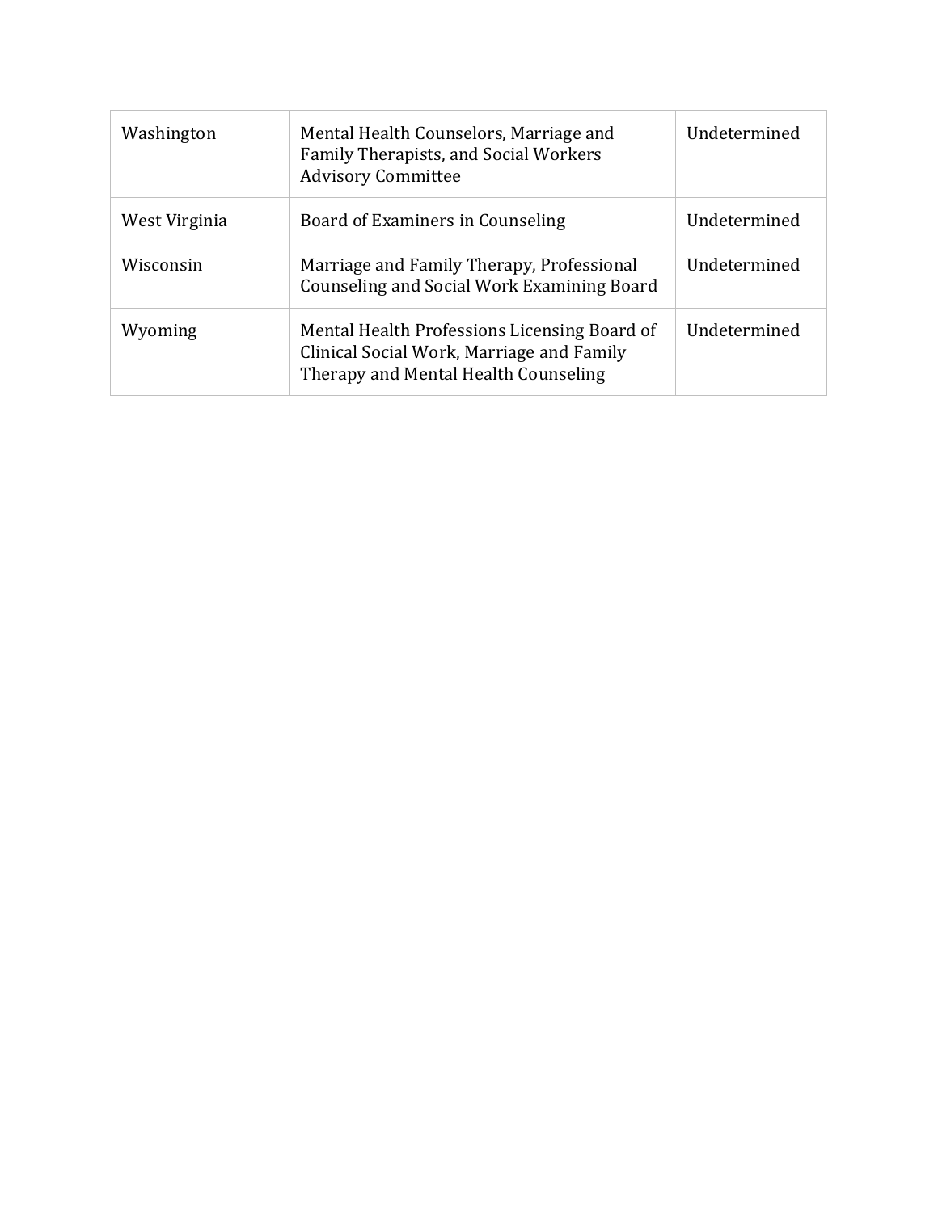| | | |
|---|---|---|
| Washington | Mental Health Counselors, Marriage and Family Therapists, and Social Workers Advisory Committee | Undetermined |
| West Virginia | Board of Examiners in Counseling | Undetermined |
| Wisconsin | Marriage and Family Therapy, Professional Counseling and Social Work Examining Board | Undetermined |
| Wyoming | Mental Health Professions Licensing Board of Clinical Social Work, Marriage and Family Therapy and Mental Health Counseling | Undetermined |